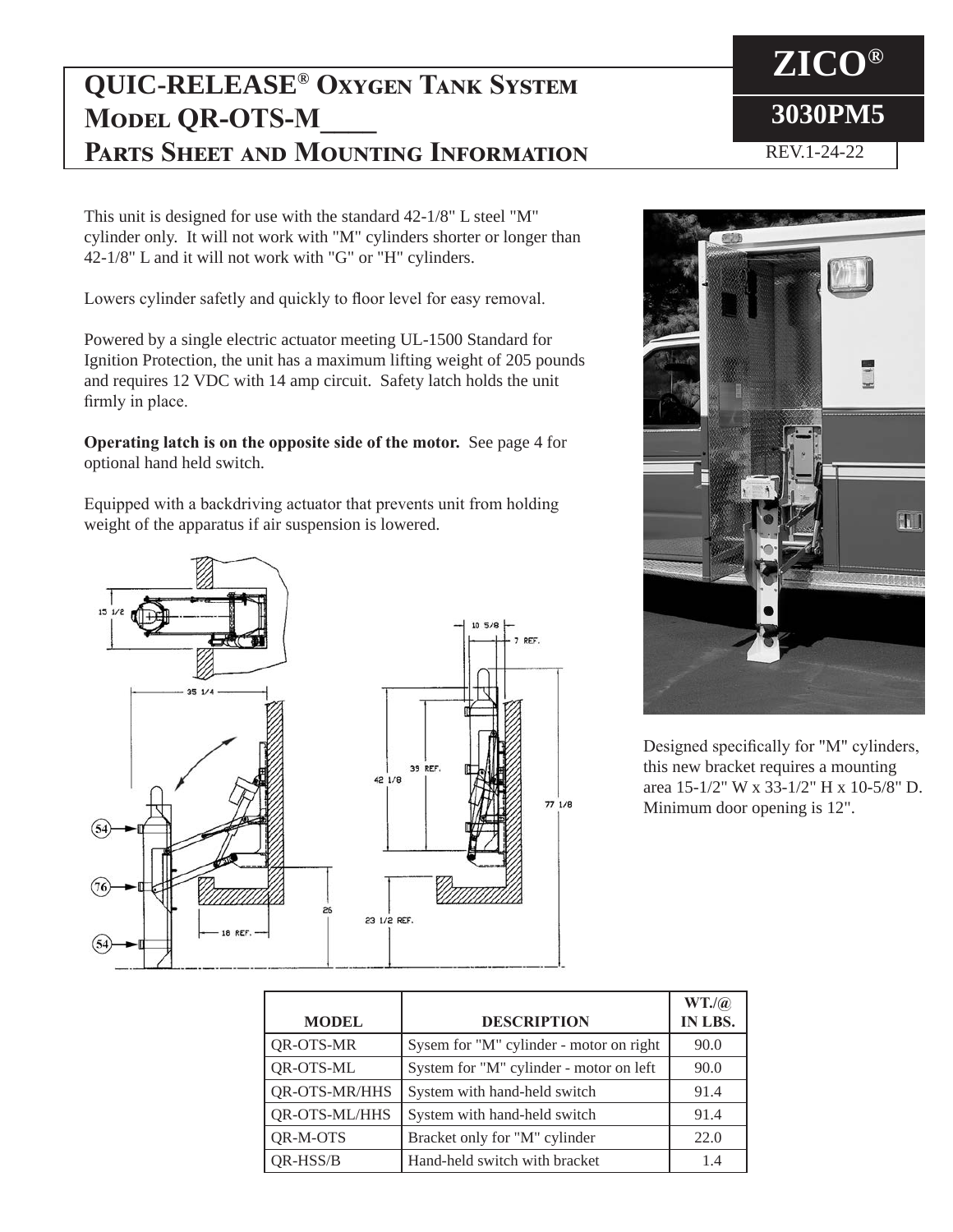# QUIC-RELEASE® Oxygen Tank System Model QR-OTS-M____ Parts Sheet and Mounting Information

**ZICO®**

**3030PM5**

REV.1-24-22

This unit is designed for use with the standard 42-1/8" L steel "M" cylinder only. It will not work with "M" cylinders shorter or longer than 42-1/8" L and it will not work with "G" or "H" cylinders.

Lowers cylinder safely and quickly to floor level for easy removal.

Powered by a single electric actuator meeting UL-1500 Standard for Ignition Protection, the unit has a maximum lifting weight of 205 pounds and requires 12 VDC with 14 amp circuit. Safety latch holds the unit firmly in place.

**Operating latch is on the opposite side of the motor.** See page 4 for optional hand held switch.

Equipped with a backdriving actuator that prevents unit from holding weight of the apparatus if air suspension is lowered.

Designed specifically for "M" cylinders, this new bracket requires a mounting area 15-1/2" W x 33-1/2" H x 10-5/8" D. Minimum door opening is 12".

| MODEL | DESCRIPTION | WT./@ IN LBS. |
|---|---|---|
| QR-OTS-MR | Sysem for "M" cylinder - motor on right | 90.0 |
| QR-OTS-ML | System for "M" cylinder - motor on left | 90.0 |
| QR-OTS-MR/HHS | System with hand-held switch | 91.4 |
| QR-OTS-ML/HHS | System with hand-held switch | 91.4 |
| QR-M-OTS | Bracket only for "M" cylinder | 22.0 |
| QR-HSS/B | Hand-held switch with bracket | 1.4 |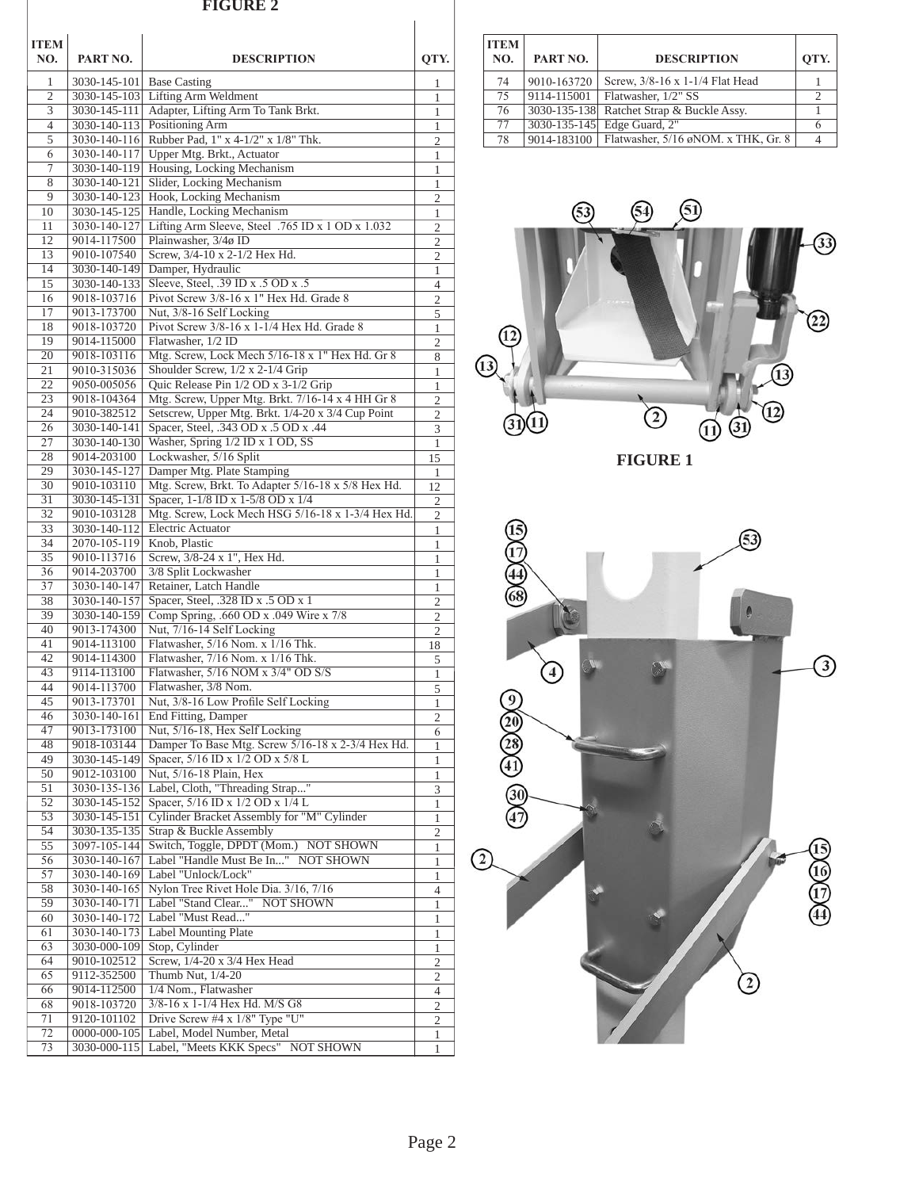## FIGURE 2

| ITEM NO. | PART NO. | DESCRIPTION | QTY. |
|---|---|---|---|
| 1 | 3030-145-101 | Base Casting | 1 |
| 2 | 3030-145-103 | Lifting Arm Weldment | 1 |
| 3 | 3030-145-111 | Adapter, Lifting Arm To Tank Brkt. | 1 |
| 4 | 3030-140-113 | Positioning Arm | 1 |
| 5 | 3030-140-116 | Rubber Pad, 1" x 4-1/2" x 1/8" Thk. | 2 |
| 6 | 3030-140-117 | Upper Mtg. Brkt., Actuator | 1 |
| 7 | 3030-140-119 | Housing, Locking Mechanism | 1 |
| 8 | 3030-140-121 | Slider, Locking Mechanism | 1 |
| 9 | 3030-140-123 | Hook, Locking Mechanism | 2 |
| 10 | 3030-145-125 | Handle, Locking Mechanism | 1 |
| 11 | 3030-140-127 | Lifting Arm Sleeve, Steel .765 ID x 1 OD x 1.032 | 2 |
| 12 | 9014-117500 | Plainwasher, 3/4ø ID | 2 |
| 13 | 9010-107540 | Screw, 3/4-10 x 2-1/2 Hex Hd. | 2 |
| 14 | 3030-140-149 | Damper, Hydraulic | 1 |
| 15 | 3030-140-133 | Sleeve, Steel, .39 ID x .5 OD x .5 | 4 |
| 16 | 9018-103716 | Pivot Screw 3/8-16 x 1" Hex Hd. Grade 8 | 2 |
| 17 | 9013-173700 | Nut, 3/8-16 Self Locking | 5 |
| 18 | 9018-103720 | Pivot Screw 3/8-16 x 1-1/4 Hex Hd. Grade 8 | 1 |
| 19 | 9014-115000 | Flatwasher, 1/2 ID | 2 |
| 20 | 9018-103116 | Mtg. Screw, Lock Mech 5/16-18 x 1" Hex Hd. Gr 8 | 8 |
| 21 | 9010-315036 | Shoulder Screw, 1/2 x 2-1/4 Grip | 1 |
| 22 | 9050-005056 | Quic Release Pin 1/2 OD x 3-1/2 Grip | 1 |
| 23 | 9018-104364 | Mtg. Screw, Upper Mtg. Brkt. 7/16-14 x 4 HH Gr 8 | 2 |
| 24 | 9010-382512 | Setscrew, Upper Mtg. Brkt. 1/4-20 x 3/4 Cup Point | 2 |
| 26 | 3030-140-141 | Spacer, Steel, .343 OD x .5 OD x .44 | 3 |
| 27 | 3030-140-130 | Washer, Spring 1/2 ID x 1 OD, SS | 1 |
| 28 | 9014-203100 | Lockwasher, 5/16 Split | 15 |
| 29 | 3030-145-127 | Damper Mtg. Plate Stamping | 1 |
| 30 | 9010-103110 | Mtg. Screw, Brkt. To Adapter 5/16-18 x 5/8 Hex Hd. | 12 |
| 31 | 3030-145-131 | Spacer, 1-1/8 ID x 1-5/8 OD x 1/4 | 2 |
| 32 | 9010-103128 | Mtg. Screw, Lock Mech HSG 5/16-18 x 1-3/4 Hex Hd. | 2 |
| 33 | 3030-140-112 | Electric Actuator | 1 |
| 34 | 2070-105-119 | Knob, Plastic | 1 |
| 35 | 9010-113716 | Screw, 3/8-24 x 1", Hex Hd. | 1 |
| 36 | 9014-203700 | 3/8 Split Lockwasher | 1 |
| 37 | 3030-140-147 | Retainer, Latch Handle | 1 |
| 38 | 3030-140-157 | Spacer, Steel, .328 ID x .5 OD x 1 | 2 |
| 39 | 3030-140-159 | Comp Spring, .660 OD x .049 Wire x 7/8 | 2 |
| 40 | 9013-174300 | Nut, 7/16-14 Self Locking | 2 |
| 41 | 9014-113100 | Flatwasher, 5/16 Nom. x 1/16 Thk. | 18 |
| 42 | 9014-114300 | Flatwasher, 7/16 Nom. x 1/16 Thk. | 5 |
| 43 | 9114-113100 | Flatwasher, 5/16 NOM x 3/4" OD S/S | 1 |
| 44 | 9014-113700 | Flatwasher, 3/8 Nom. | 5 |
| 45 | 9013-173701 | Nut, 3/8-16 Low Profile Self Locking | 1 |
| 46 | 3030-140-161 | End Fitting, Damper | 2 |
| 47 | 9013-173100 | Nut, 5/16-18, Hex Self Locking | 6 |
| 48 | 9018-103144 | Damper To Base Mtg. Screw 5/16-18 x 2-3/4 Hex Hd. | 1 |
| 49 | 3030-145-149 | Spacer, 5/16 ID x 1/2 OD x 5/8 L | 1 |
| 50 | 9012-103100 | Nut, 5/16-18 Plain, Hex | 1 |
| 51 | 3030-135-136 | Label, Cloth, "Threading Strap..." | 3 |
| 52 | 3030-145-152 | Spacer, 5/16 ID x 1/2 OD x 1/4 L | 1 |
| 53 | 3030-145-151 | Cylinder Bracket Assembly for "M" Cylinder | 1 |
| 54 | 3030-135-135 | Strap & Buckle Assembly | 2 |
| 55 | 3097-105-144 | Switch, Toggle, DPDT (Mom.) NOT SHOWN | 1 |
| 56 | 3030-140-167 | Label "Handle Must Be In..." NOT SHOWN | 1 |
| 57 | 3030-140-169 | Label "Unlock/Lock" | 1 |
| 58 | 3030-140-165 | Nylon Tree Rivet Hole Dia. 3/16, 7/16 | 4 |
| 59 | 3030-140-171 | Label "Stand Clear..." NOT SHOWN | 1 |
| 60 | 3030-140-172 | Label "Must Read..." | 1 |
| 61 | 3030-140-173 | Label Mounting Plate | 1 |
| 63 | 3030-000-109 | Stop, Cylinder | 1 |
| 64 | 9010-102512 | Screw, 1/4-20 x 3/4 Hex Head | 2 |
| 65 | 9112-352500 | Thumb Nut, 1/4-20 | 2 |
| 66 | 9014-112500 | 1/4 Nom., Flatwasher | 4 |
| 68 | 9018-103720 | 3/8-16 x 1-1/4 Hex Hd. M/S G8 | 2 |
| 71 | 9120-101102 | Drive Screw #4 x 1/8" Type "U" | 2 |
| 72 | 0000-000-105 | Label, Model Number, Metal | 1 |
| 73 | 3030-000-115 | Label, "Meets KKK Specs" NOT SHOWN | 1 |
| 74 | 9010-163720 | Screw, 3/8-16 x 1-1/4 Flat Head | 1 |
| 75 | 9114-115001 | Flatwasher, 1/2" SS | 2 |
| 76 | 3030-135-138 | Ratchet Strap & Buckle Assy. | 1 |
| 77 | 3030-135-145 | Edge Guard, 2" | 6 |
| 78 | 9014-183100 | Flatwasher, 5/16 øNOM. x THK, Gr. 8 | 4 |

FIGURE 1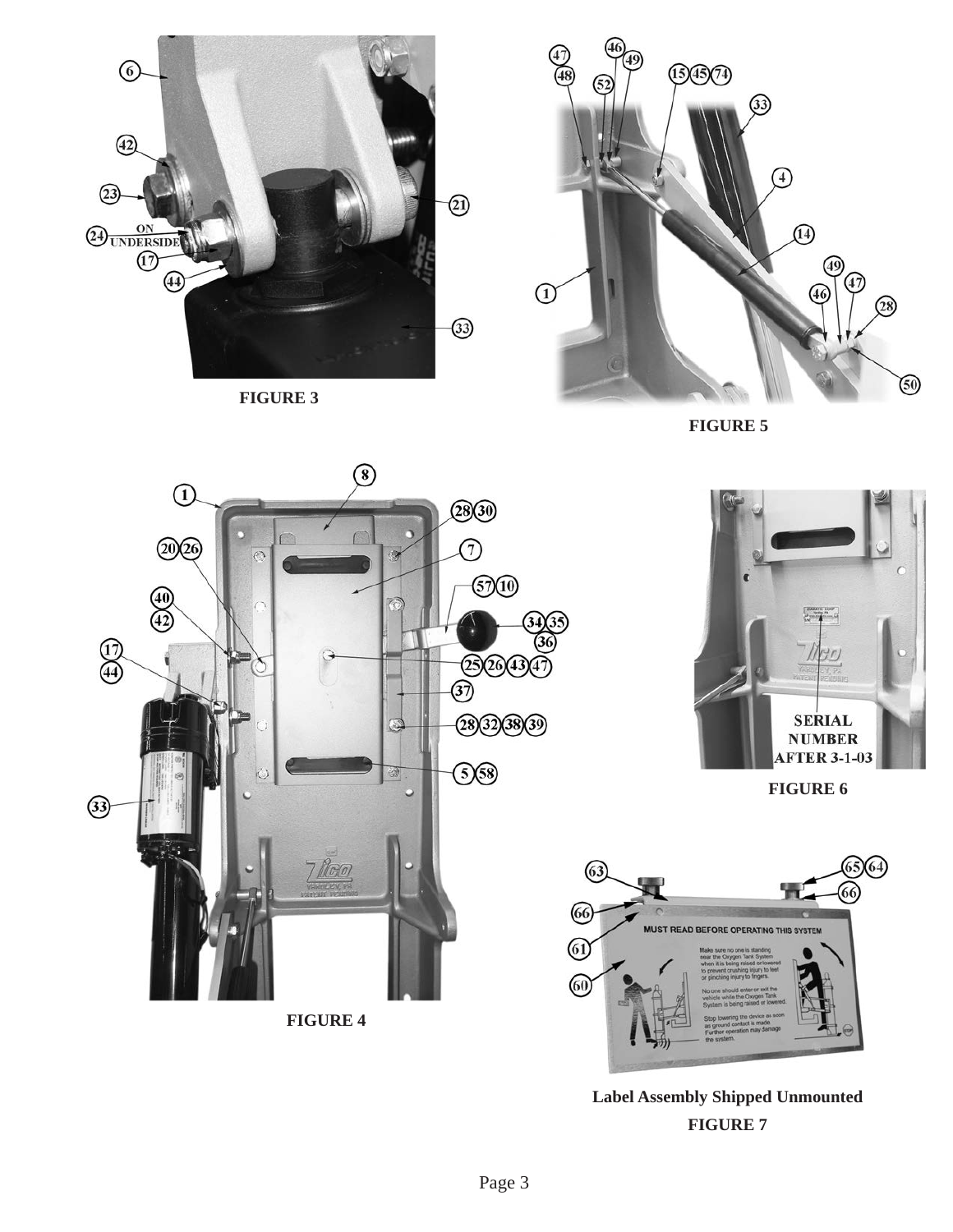FIGURE 3

FIGURE 5

FIGURE 4

SERIAL NUMBER AFTER 3-1-03

FIGURE 6

Label Assembly Shipped Unmounted

FIGURE 7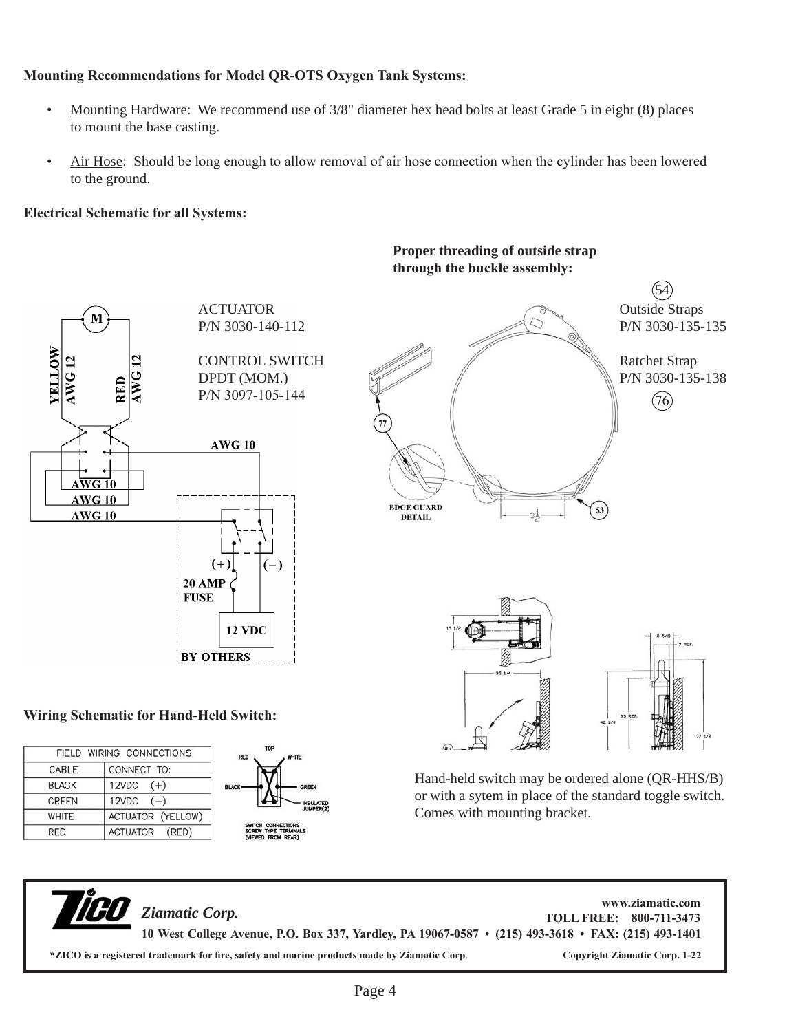**Mounting Recommendations for Model QR-OTS Oxygen Tank Systems:**

- Mounting Hardware: We recommend use of 3/8" diameter hex head bolts at least Grade 5 in eight (8) places to mount the base casting.
- Air Hose: Should be long enough to allow removal of air hose connection when the cylinder has been lowered to the ground.

**Electrical Schematic for all Systems:**

M

YELLOW AWG 12

RED AWG 12

AWG 10

AWG 10

AWG 10

AWG 10

(+)

(−)

20 AMP FUSE

12 VDC

BY OTHERS

ACTUATOR
P/N 3030-140-112

CONTROL SWITCH
DPDT (MOM.)
P/N 3097-105-144

**Proper threading of outside strap through the buckle assembly:**

54
Outside Straps
P/N 3030-135-135

Ratchet Strap
P/N 3030-135-138
76

77

EDGE GUARD DETAIL

$3\frac{1}{2}$

53

15 1/2

35 1/4

10 5/8

7 REF.

39 REF.

42 1/8

77 1/8

**Wiring Schematic for Hand-Held Switch:**

| FIELD WIRING CONNECTIONS | |
|---|---|
| CABLE | CONNECT TO: |
| BLACK | 12VDC (+) |
| GREEN | 12VDC (−) |
| WHITE | ACTUATOR (YELLOW) |
| RED | ACTUATOR (RED) |

TOP

RED

WHITE

BLACK

GREEN

INSULATED JUMPER(2)

SWITCH CONNECTIONS
SCREW TYPE TERMINALS
(VIEWED FROM REAR)

Hand-held switch may be ordered alone (QR-HHS/B) or with a sytem in place of the standard toggle switch. Comes with mounting bracket.

*Ziamatic Corp.*

www.ziamatic.com
TOLL FREE: 800-711-3473

**10 West College Avenue, P.O. Box 337, Yardley, PA 19067-0587 • (215) 493-3618 • FAX: (215) 493-1401**

***ZICO is a registered trademark for fire, safety and marine products made by Ziamatic Corp.** **Copyright Ziamatic Corp. 1-22**